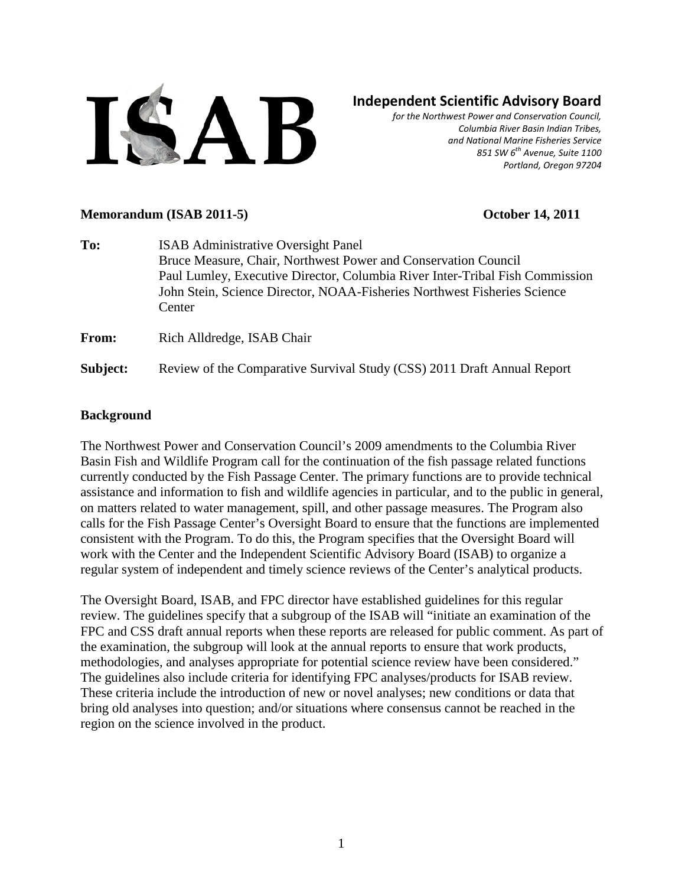# ISAB

## Independent Scientific Advisory Board

*for the Northwest Power and Conservation Council,*
*Columbia River Basin Indian Tribes,*
*and National Marine Fisheries Service*
*851 SW 6th Avenue, Suite 1100*
*Portland, Oregon 97204*

**Memorandum (ISAB 2011-5)** **October 14, 2011**

**To:** ISAB Administrative Oversight Panel
Bruce Measure, Chair, Northwest Power and Conservation Council
Paul Lumley, Executive Director, Columbia River Inter-Tribal Fish Commission
John Stein, Science Director, NOAA-Fisheries Northwest Fisheries Science Center

**From:** Rich Alldredge, ISAB Chair

**Subject:** Review of the Comparative Survival Study (CSS) 2011 Draft Annual Report

### Background

The Northwest Power and Conservation Council's 2009 amendments to the Columbia River Basin Fish and Wildlife Program call for the continuation of the fish passage related functions currently conducted by the Fish Passage Center. The primary functions are to provide technical assistance and information to fish and wildlife agencies in particular, and to the public in general, on matters related to water management, spill, and other passage measures. The Program also calls for the Fish Passage Center's Oversight Board to ensure that the functions are implemented consistent with the Program. To do this, the Program specifies that the Oversight Board will work with the Center and the Independent Scientific Advisory Board (ISAB) to organize a regular system of independent and timely science reviews of the Center's analytical products.

The Oversight Board, ISAB, and FPC director have established guidelines for this regular review. The guidelines specify that a subgroup of the ISAB will "initiate an examination of the FPC and CSS draft annual reports when these reports are released for public comment. As part of the examination, the subgroup will look at the annual reports to ensure that work products, methodologies, and analyses appropriate for potential science review have been considered." The guidelines also include criteria for identifying FPC analyses/products for ISAB review. These criteria include the introduction of new or novel analyses; new conditions or data that bring old analyses into question; and/or situations where consensus cannot be reached in the region on the science involved in the product.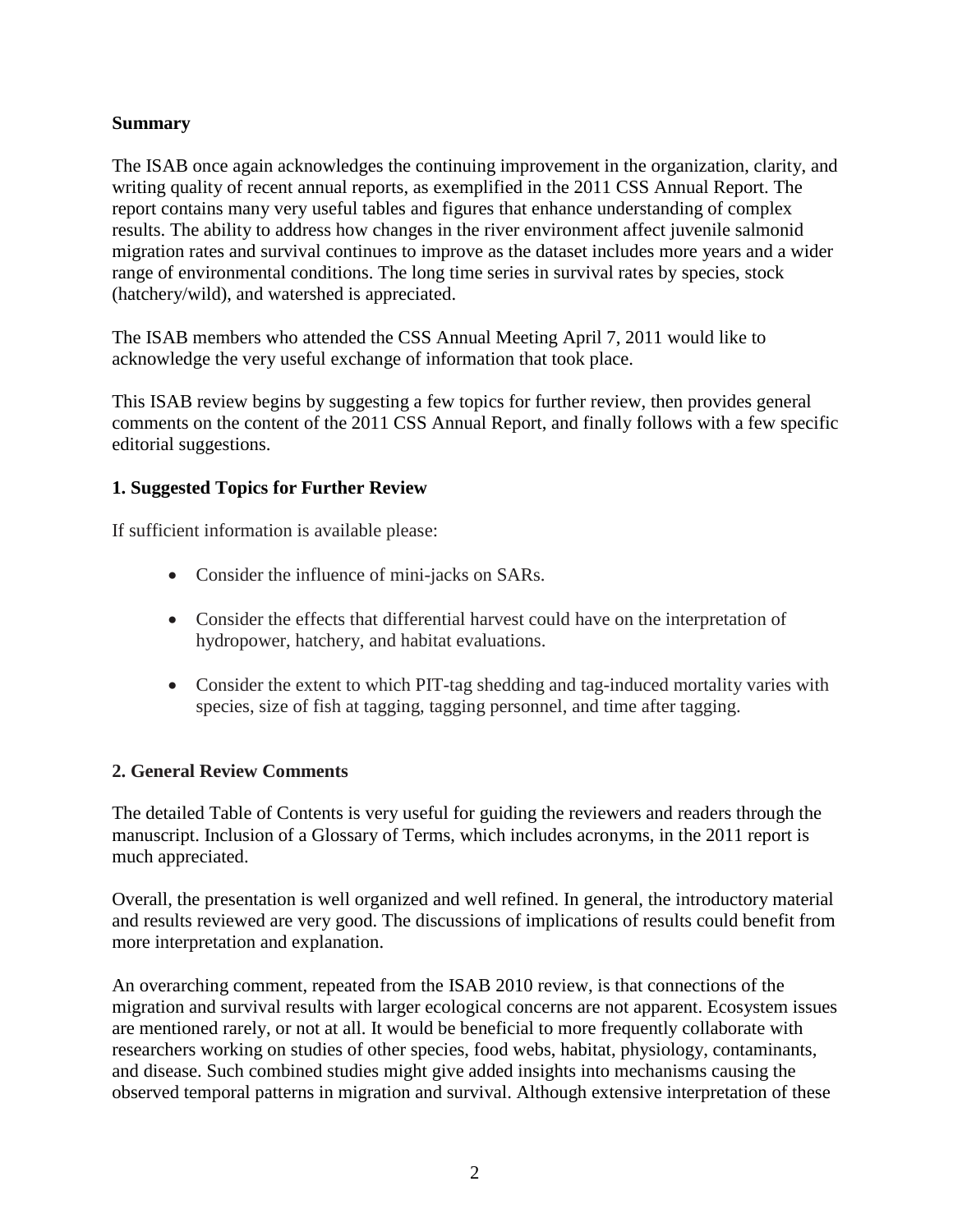**Summary**

The ISAB once again acknowledges the continuing improvement in the organization, clarity, and writing quality of recent annual reports, as exemplified in the 2011 CSS Annual Report. The report contains many very useful tables and figures that enhance understanding of complex results. The ability to address how changes in the river environment affect juvenile salmonid migration rates and survival continues to improve as the dataset includes more years and a wider range of environmental conditions. The long time series in survival rates by species, stock (hatchery/wild), and watershed is appreciated.

The ISAB members who attended the CSS Annual Meeting April 7, 2011 would like to acknowledge the very useful exchange of information that took place.

This ISAB review begins by suggesting a few topics for further review, then provides general comments on the content of the 2011 CSS Annual Report, and finally follows with a few specific editorial suggestions.

**1. Suggested Topics for Further Review**

If sufficient information is available please:

- Consider the influence of mini-jacks on SARs.
- Consider the effects that differential harvest could have on the interpretation of hydropower, hatchery, and habitat evaluations.
- Consider the extent to which PIT-tag shedding and tag-induced mortality varies with species, size of fish at tagging, tagging personnel, and time after tagging.

**2. General Review Comments**

The detailed Table of Contents is very useful for guiding the reviewers and readers through the manuscript. Inclusion of a Glossary of Terms, which includes acronyms, in the 2011 report is much appreciated.

Overall, the presentation is well organized and well refined. In general, the introductory material and results reviewed are very good. The discussions of implications of results could benefit from more interpretation and explanation.

An overarching comment, repeated from the ISAB 2010 review, is that connections of the migration and survival results with larger ecological concerns are not apparent. Ecosystem issues are mentioned rarely, or not at all. It would be beneficial to more frequently collaborate with researchers working on studies of other species, food webs, habitat, physiology, contaminants, and disease. Such combined studies might give added insights into mechanisms causing the observed temporal patterns in migration and survival. Although extensive interpretation of these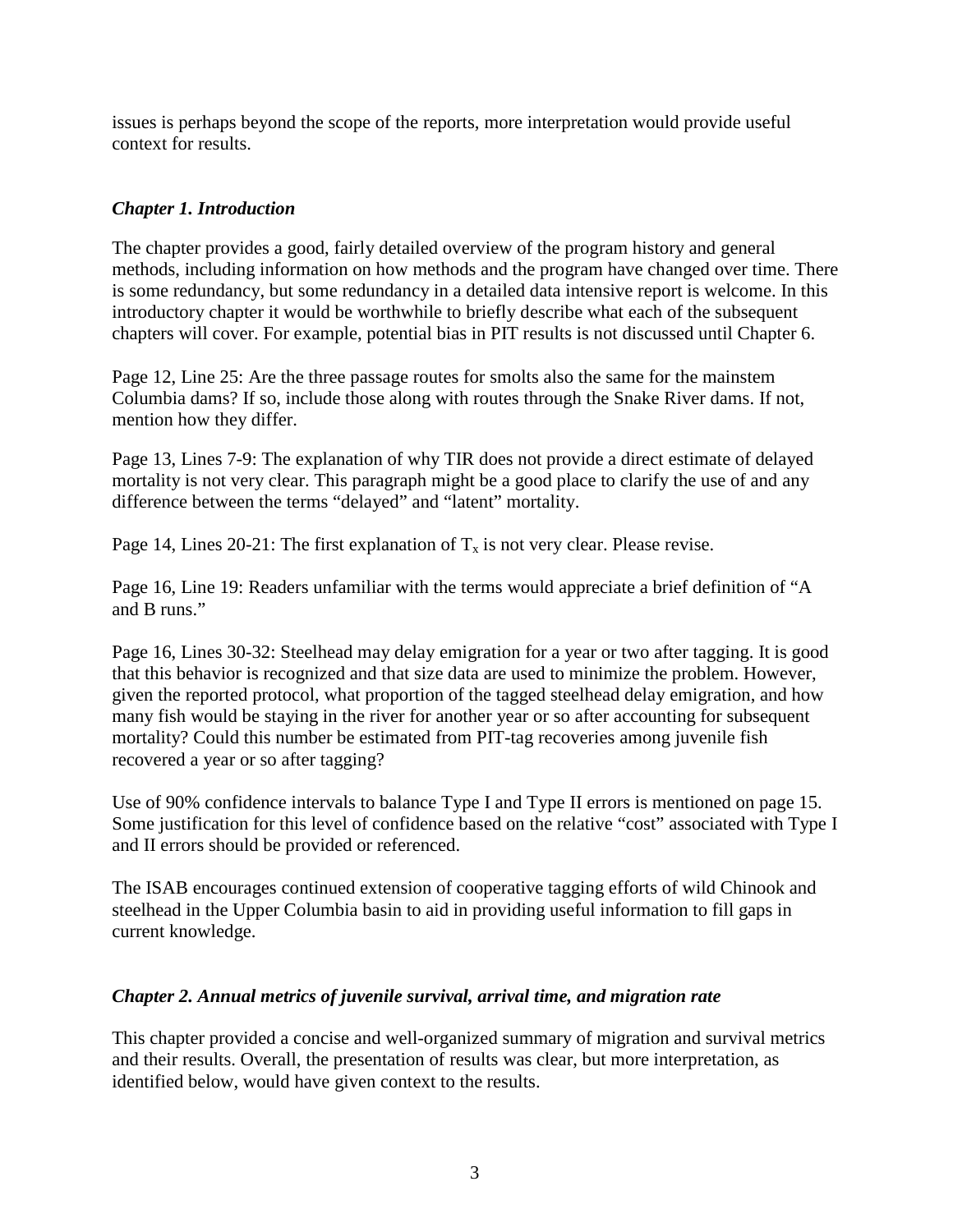issues is perhaps beyond the scope of the reports, more interpretation would provide useful context for results.

### *Chapter 1. Introduction*

The chapter provides a good, fairly detailed overview of the program history and general methods, including information on how methods and the program have changed over time. There is some redundancy, but some redundancy in a detailed data intensive report is welcome. In this introductory chapter it would be worthwhile to briefly describe what each of the subsequent chapters will cover. For example, potential bias in PIT results is not discussed until Chapter 6.

Page 12, Line 25: Are the three passage routes for smolts also the same for the mainstem Columbia dams? If so, include those along with routes through the Snake River dams. If not, mention how they differ.

Page 13, Lines 7-9: The explanation of why TIR does not provide a direct estimate of delayed mortality is not very clear. This paragraph might be a good place to clarify the use of and any difference between the terms "delayed" and "latent" mortality.

Page 14, Lines 20-21: The first explanation of $T_x$ is not very clear. Please revise.

Page 16, Line 19: Readers unfamiliar with the terms would appreciate a brief definition of "A and B runs."

Page 16, Lines 30-32: Steelhead may delay emigration for a year or two after tagging. It is good that this behavior is recognized and that size data are used to minimize the problem. However, given the reported protocol, what proportion of the tagged steelhead delay emigration, and how many fish would be staying in the river for another year or so after accounting for subsequent mortality? Could this number be estimated from PIT-tag recoveries among juvenile fish recovered a year or so after tagging?

Use of 90% confidence intervals to balance Type I and Type II errors is mentioned on page 15. Some justification for this level of confidence based on the relative "cost" associated with Type I and II errors should be provided or referenced.

The ISAB encourages continued extension of cooperative tagging efforts of wild Chinook and steelhead in the Upper Columbia basin to aid in providing useful information to fill gaps in current knowledge.

### *Chapter 2. Annual metrics of juvenile survival, arrival time, and migration rate*

This chapter provided a concise and well-organized summary of migration and survival metrics and their results. Overall, the presentation of results was clear, but more interpretation, as identified below, would have given context to the results.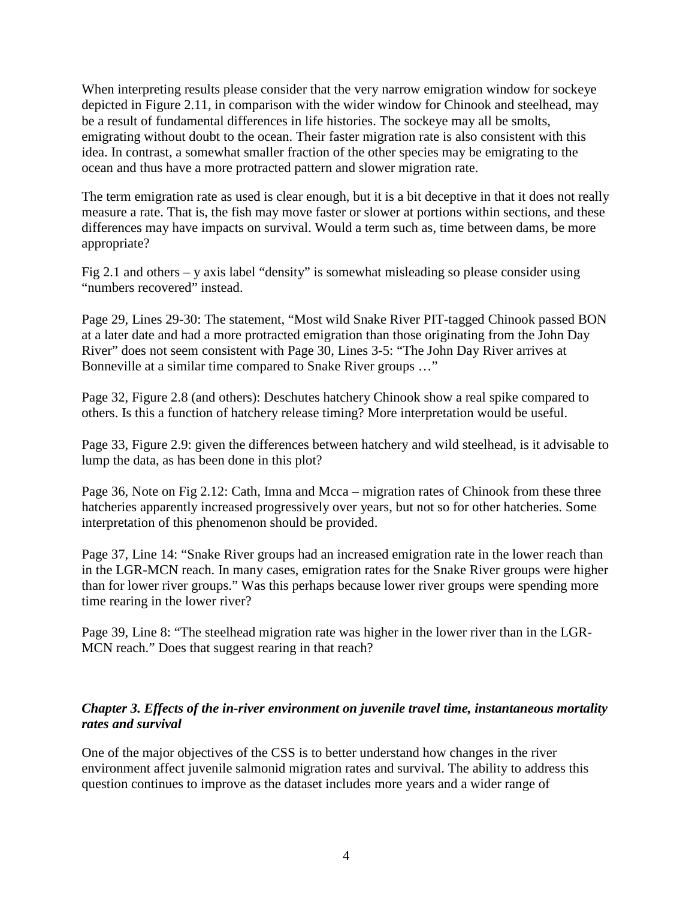When interpreting results please consider that the very narrow emigration window for sockeye depicted in Figure 2.11, in comparison with the wider window for Chinook and steelhead, may be a result of fundamental differences in life histories. The sockeye may all be smolts, emigrating without doubt to the ocean. Their faster migration rate is also consistent with this idea. In contrast, a somewhat smaller fraction of the other species may be emigrating to the ocean and thus have a more protracted pattern and slower migration rate.

The term emigration rate as used is clear enough, but it is a bit deceptive in that it does not really measure a rate. That is, the fish may move faster or slower at portions within sections, and these differences may have impacts on survival. Would a term such as, time between dams, be more appropriate?

Fig 2.1 and others – y axis label "density" is somewhat misleading so please consider using "numbers recovered" instead.

Page 29, Lines 29-30: The statement, "Most wild Snake River PIT-tagged Chinook passed BON at a later date and had a more protracted emigration than those originating from the John Day River" does not seem consistent with Page 30, Lines 3-5: "The John Day River arrives at Bonneville at a similar time compared to Snake River groups …"

Page 32, Figure 2.8 (and others): Deschutes hatchery Chinook show a real spike compared to others. Is this a function of hatchery release timing? More interpretation would be useful.

Page 33, Figure 2.9: given the differences between hatchery and wild steelhead, is it advisable to lump the data, as has been done in this plot?

Page 36, Note on Fig 2.12: Cath, Imna and Mcca – migration rates of Chinook from these three hatcheries apparently increased progressively over years, but not so for other hatcheries. Some interpretation of this phenomenon should be provided.

Page 37, Line 14: "Snake River groups had an increased emigration rate in the lower reach than in the LGR-MCN reach. In many cases, emigration rates for the Snake River groups were higher than for lower river groups." Was this perhaps because lower river groups were spending more time rearing in the lower river?

Page 39, Line 8: "The steelhead migration rate was higher in the lower river than in the LGR-MCN reach." Does that suggest rearing in that reach?

### *Chapter 3. Effects of the in-river environment on juvenile travel time, instantaneous mortality rates and survival*

One of the major objectives of the CSS is to better understand how changes in the river environment affect juvenile salmonid migration rates and survival. The ability to address this question continues to improve as the dataset includes more years and a wider range of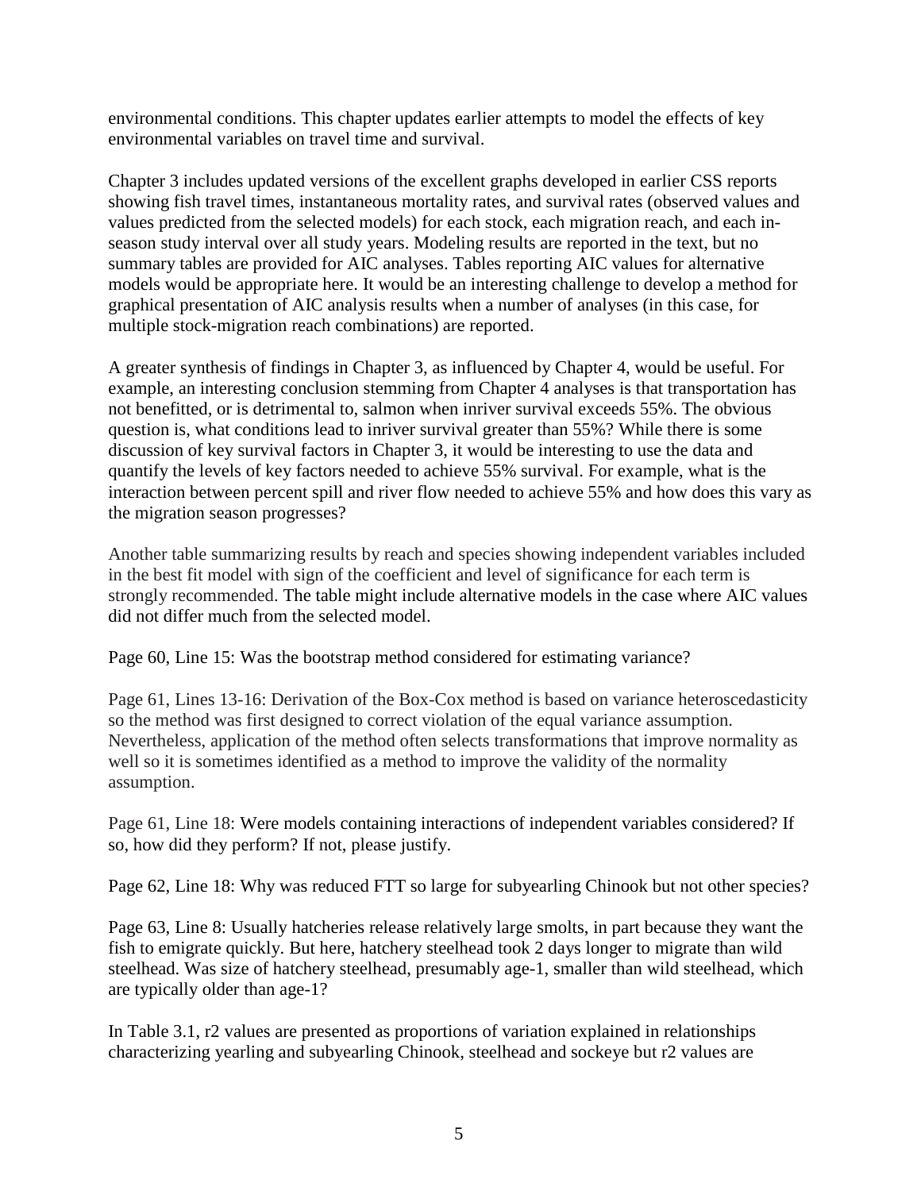environmental conditions. This chapter updates earlier attempts to model the effects of key environmental variables on travel time and survival.

Chapter 3 includes updated versions of the excellent graphs developed in earlier CSS reports showing fish travel times, instantaneous mortality rates, and survival rates (observed values and values predicted from the selected models) for each stock, each migration reach, and each in-season study interval over all study years. Modeling results are reported in the text, but no summary tables are provided for AIC analyses. Tables reporting AIC values for alternative models would be appropriate here. It would be an interesting challenge to develop a method for graphical presentation of AIC analysis results when a number of analyses (in this case, for multiple stock-migration reach combinations) are reported.

A greater synthesis of findings in Chapter 3, as influenced by Chapter 4, would be useful. For example, an interesting conclusion stemming from Chapter 4 analyses is that transportation has not benefitted, or is detrimental to, salmon when inriver survival exceeds 55%. The obvious question is, what conditions lead to inriver survival greater than 55%? While there is some discussion of key survival factors in Chapter 3, it would be interesting to use the data and quantify the levels of key factors needed to achieve 55% survival. For example, what is the interaction between percent spill and river flow needed to achieve 55% and how does this vary as the migration season progresses?

Another table summarizing results by reach and species showing independent variables included in the best fit model with sign of the coefficient and level of significance for each term is strongly recommended. The table might include alternative models in the case where AIC values did not differ much from the selected model.

Page 60, Line 15: Was the bootstrap method considered for estimating variance?

Page 61, Lines 13-16: Derivation of the Box-Cox method is based on variance heteroscedasticity so the method was first designed to correct violation of the equal variance assumption. Nevertheless, application of the method often selects transformations that improve normality as well so it is sometimes identified as a method to improve the validity of the normality assumption.

Page 61, Line 18: Were models containing interactions of independent variables considered? If so, how did they perform? If not, please justify.

Page 62, Line 18: Why was reduced FTT so large for subyearling Chinook but not other species?

Page 63, Line 8: Usually hatcheries release relatively large smolts, in part because they want the fish to emigrate quickly. But here, hatchery steelhead took 2 days longer to migrate than wild steelhead. Was size of hatchery steelhead, presumably age-1, smaller than wild steelhead, which are typically older than age-1?

In Table 3.1, r2 values are presented as proportions of variation explained in relationships characterizing yearling and subyearling Chinook, steelhead and sockeye but r2 values are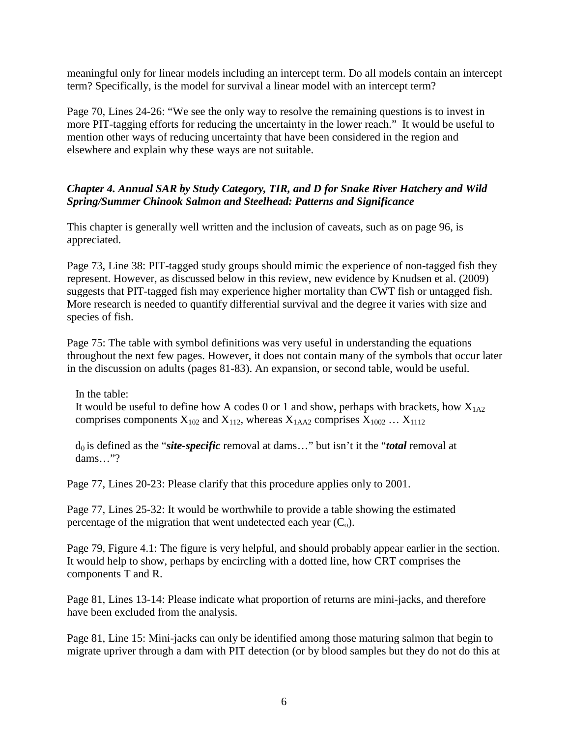meaningful only for linear models including an intercept term. Do all models contain an intercept term? Specifically, is the model for survival a linear model with an intercept term?

Page 70, Lines 24-26: "We see the only way to resolve the remaining questions is to invest in more PIT-tagging efforts for reducing the uncertainty in the lower reach." It would be useful to mention other ways of reducing uncertainty that have been considered in the region and elsewhere and explain why these ways are not suitable.

### *Chapter 4. Annual SAR by Study Category, TIR, and D for Snake River Hatchery and Wild Spring/Summer Chinook Salmon and Steelhead: Patterns and Significance*

This chapter is generally well written and the inclusion of caveats, such as on page 96, is appreciated.

Page 73, Line 38: PIT-tagged study groups should mimic the experience of non-tagged fish they represent. However, as discussed below in this review, new evidence by Knudsen et al. (2009) suggests that PIT-tagged fish may experience higher mortality than CWT fish or untagged fish. More research is needed to quantify differential survival and the degree it varies with size and species of fish.

Page 75: The table with symbol definitions was very useful in understanding the equations throughout the next few pages. However, it does not contain many of the symbols that occur later in the discussion on adults (pages 81-83). An expansion, or second table, would be useful.

In the table:
It would be useful to define how A codes 0 or 1 and show, perhaps with brackets, how $X_{1A2}$ comprises components $X_{102}$ and $X_{112}$, whereas $X_{1AA2}$ comprises $X_{1002}$ … $X_{1112}$

$d_0$ is defined as the "***site-specific*** removal at dams…" but isn't it the "***total*** removal at dams…"?

Page 77, Lines 20-23: Please clarify that this procedure applies only to 2001.

Page 77, Lines 25-32: It would be worthwhile to provide a table showing the estimated percentage of the migration that went undetected each year ($C_o$).

Page 79, Figure 4.1: The figure is very helpful, and should probably appear earlier in the section. It would help to show, perhaps by encircling with a dotted line, how CRT comprises the components T and R.

Page 81, Lines 13-14: Please indicate what proportion of returns are mini-jacks, and therefore have been excluded from the analysis.

Page 81, Line 15: Mini-jacks can only be identified among those maturing salmon that begin to migrate upriver through a dam with PIT detection (or by blood samples but they do not do this at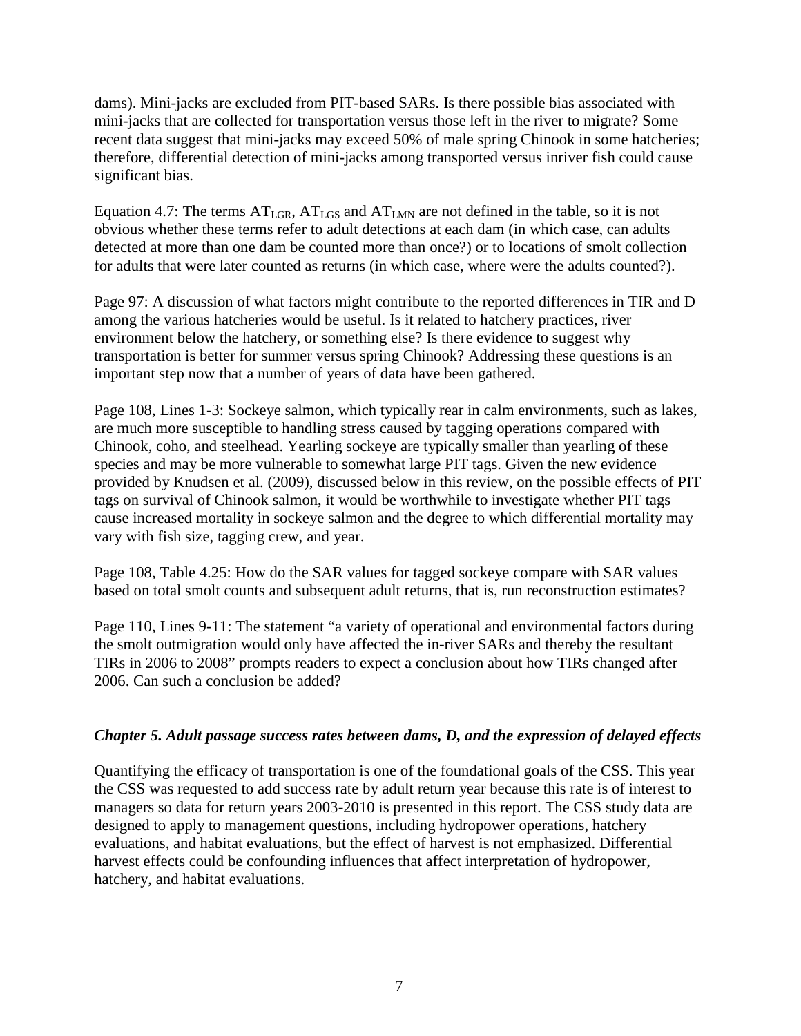dams). Mini-jacks are excluded from PIT-based SARs. Is there possible bias associated with mini-jacks that are collected for transportation versus those left in the river to migrate? Some recent data suggest that mini-jacks may exceed 50% of male spring Chinook in some hatcheries; therefore, differential detection of mini-jacks among transported versus inriver fish could cause significant bias.

Equation 4.7: The terms $AT_{LGR}$, $AT_{LGS}$ and $AT_{LMN}$ are not defined in the table, so it is not obvious whether these terms refer to adult detections at each dam (in which case, can adults detected at more than one dam be counted more than once?) or to locations of smolt collection for adults that were later counted as returns (in which case, where were the adults counted?).

Page 97: A discussion of what factors might contribute to the reported differences in TIR and D among the various hatcheries would be useful. Is it related to hatchery practices, river environment below the hatchery, or something else? Is there evidence to suggest why transportation is better for summer versus spring Chinook? Addressing these questions is an important step now that a number of years of data have been gathered.

Page 108, Lines 1-3: Sockeye salmon, which typically rear in calm environments, such as lakes, are much more susceptible to handling stress caused by tagging operations compared with Chinook, coho, and steelhead. Yearling sockeye are typically smaller than yearling of these species and may be more vulnerable to somewhat large PIT tags. Given the new evidence provided by Knudsen et al. (2009), discussed below in this review, on the possible effects of PIT tags on survival of Chinook salmon, it would be worthwhile to investigate whether PIT tags cause increased mortality in sockeye salmon and the degree to which differential mortality may vary with fish size, tagging crew, and year.

Page 108, Table 4.25: How do the SAR values for tagged sockeye compare with SAR values based on total smolt counts and subsequent adult returns, that is, run reconstruction estimates?

Page 110, Lines 9-11: The statement "a variety of operational and environmental factors during the smolt outmigration would only have affected the in-river SARs and thereby the resultant TIRs in 2006 to 2008" prompts readers to expect a conclusion about how TIRs changed after 2006. Can such a conclusion be added?

### *Chapter 5. Adult passage success rates between dams, D, and the expression of delayed effects*

Quantifying the efficacy of transportation is one of the foundational goals of the CSS. This year the CSS was requested to add success rate by adult return year because this rate is of interest to managers so data for return years 2003-2010 is presented in this report. The CSS study data are designed to apply to management questions, including hydropower operations, hatchery evaluations, and habitat evaluations, but the effect of harvest is not emphasized. Differential harvest effects could be confounding influences that affect interpretation of hydropower, hatchery, and habitat evaluations.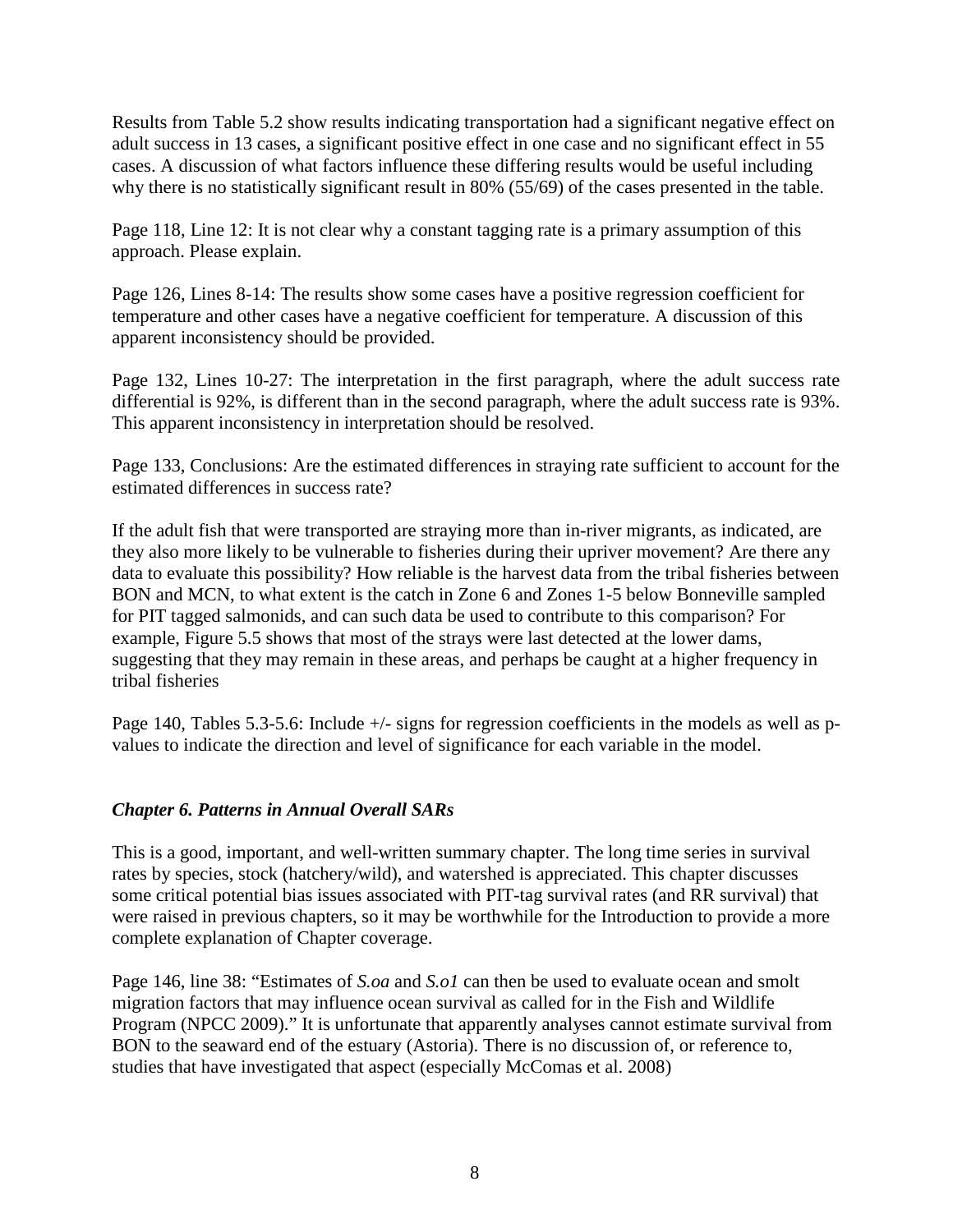Results from Table 5.2 show results indicating transportation had a significant negative effect on adult success in 13 cases, a significant positive effect in one case and no significant effect in 55 cases. A discussion of what factors influence these differing results would be useful including why there is no statistically significant result in 80% (55/69) of the cases presented in the table.

Page 118, Line 12: It is not clear why a constant tagging rate is a primary assumption of this approach. Please explain.

Page 126, Lines 8-14: The results show some cases have a positive regression coefficient for temperature and other cases have a negative coefficient for temperature. A discussion of this apparent inconsistency should be provided.

Page 132, Lines 10-27: The interpretation in the first paragraph, where the adult success rate differential is 92%, is different than in the second paragraph, where the adult success rate is 93%. This apparent inconsistency in interpretation should be resolved.

Page 133, Conclusions: Are the estimated differences in straying rate sufficient to account for the estimated differences in success rate?

If the adult fish that were transported are straying more than in-river migrants, as indicated, are they also more likely to be vulnerable to fisheries during their upriver movement? Are there any data to evaluate this possibility? How reliable is the harvest data from the tribal fisheries between BON and MCN, to what extent is the catch in Zone 6 and Zones 1-5 below Bonneville sampled for PIT tagged salmonids, and can such data be used to contribute to this comparison? For example, Figure 5.5 shows that most of the strays were last detected at the lower dams, suggesting that they may remain in these areas, and perhaps be caught at a higher frequency in tribal fisheries

Page 140, Tables 5.3-5.6: Include +/- signs for regression coefficients in the models as well as p-values to indicate the direction and level of significance for each variable in the model.

### *Chapter 6. Patterns in Annual Overall SARs*

This is a good, important, and well-written summary chapter. The long time series in survival rates by species, stock (hatchery/wild), and watershed is appreciated. This chapter discusses some critical potential bias issues associated with PIT-tag survival rates (and RR survival) that were raised in previous chapters, so it may be worthwhile for the Introduction to provide a more complete explanation of Chapter coverage.

Page 146, line 38: "Estimates of *S.oa* and *S.o1* can then be used to evaluate ocean and smolt migration factors that may influence ocean survival as called for in the Fish and Wildlife Program (NPCC 2009)." It is unfortunate that apparently analyses cannot estimate survival from BON to the seaward end of the estuary (Astoria). There is no discussion of, or reference to, studies that have investigated that aspect (especially McComas et al. 2008)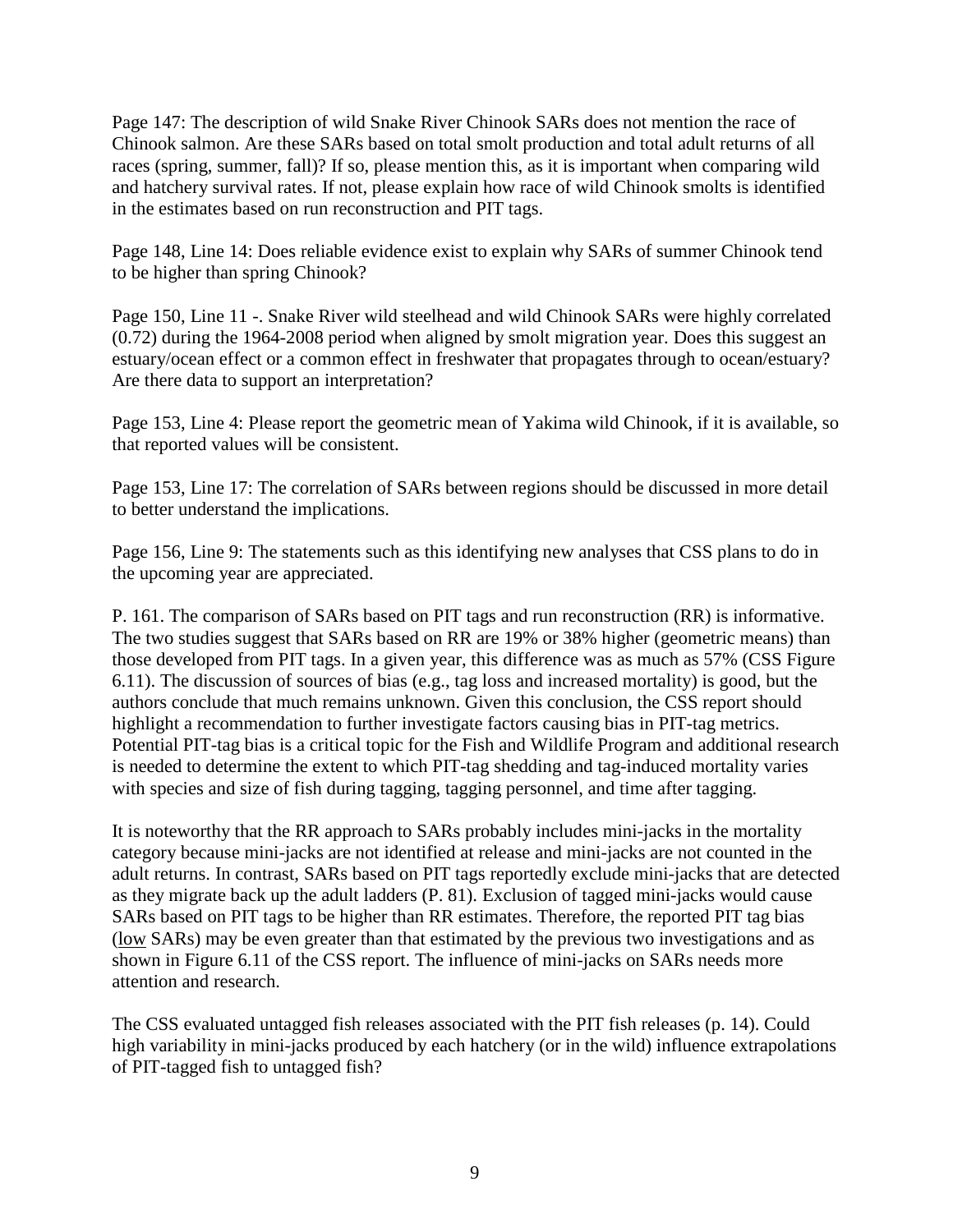Page 147: The description of wild Snake River Chinook SARs does not mention the race of Chinook salmon. Are these SARs based on total smolt production and total adult returns of all races (spring, summer, fall)? If so, please mention this, as it is important when comparing wild and hatchery survival rates. If not, please explain how race of wild Chinook smolts is identified in the estimates based on run reconstruction and PIT tags.

Page 148, Line 14: Does reliable evidence exist to explain why SARs of summer Chinook tend to be higher than spring Chinook?

Page 150, Line 11 -. Snake River wild steelhead and wild Chinook SARs were highly correlated (0.72) during the 1964-2008 period when aligned by smolt migration year. Does this suggest an estuary/ocean effect or a common effect in freshwater that propagates through to ocean/estuary? Are there data to support an interpretation?

Page 153, Line 4: Please report the geometric mean of Yakima wild Chinook, if it is available, so that reported values will be consistent.

Page 153, Line 17: The correlation of SARs between regions should be discussed in more detail to better understand the implications.

Page 156, Line 9: The statements such as this identifying new analyses that CSS plans to do in the upcoming year are appreciated.

P. 161. The comparison of SARs based on PIT tags and run reconstruction (RR) is informative. The two studies suggest that SARs based on RR are 19% or 38% higher (geometric means) than those developed from PIT tags. In a given year, this difference was as much as 57% (CSS Figure 6.11). The discussion of sources of bias (e.g., tag loss and increased mortality) is good, but the authors conclude that much remains unknown. Given this conclusion, the CSS report should highlight a recommendation to further investigate factors causing bias in PIT-tag metrics. Potential PIT-tag bias is a critical topic for the Fish and Wildlife Program and additional research is needed to determine the extent to which PIT-tag shedding and tag-induced mortality varies with species and size of fish during tagging, tagging personnel, and time after tagging.

It is noteworthy that the RR approach to SARs probably includes mini-jacks in the mortality category because mini-jacks are not identified at release and mini-jacks are not counted in the adult returns. In contrast, SARs based on PIT tags reportedly exclude mini-jacks that are detected as they migrate back up the adult ladders (P. 81). Exclusion of tagged mini-jacks would cause SARs based on PIT tags to be higher than RR estimates. Therefore, the reported PIT tag bias (<u>low</u> SARs) may be even greater than that estimated by the previous two investigations and as shown in Figure 6.11 of the CSS report. The influence of mini-jacks on SARs needs more attention and research.

The CSS evaluated untagged fish releases associated with the PIT fish releases (p. 14). Could high variability in mini-jacks produced by each hatchery (or in the wild) influence extrapolations of PIT-tagged fish to untagged fish?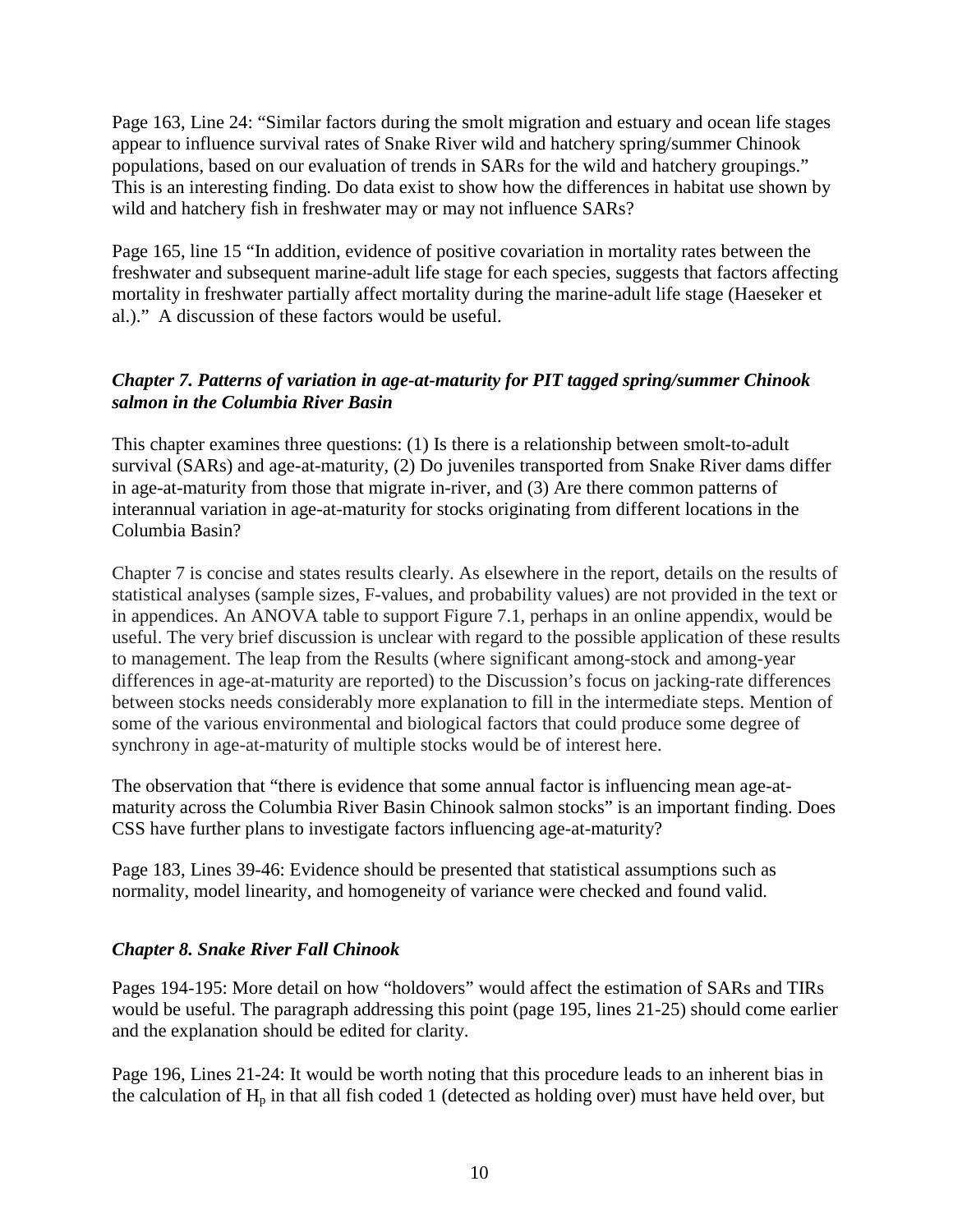Page 163, Line 24: "Similar factors during the smolt migration and estuary and ocean life stages appear to influence survival rates of Snake River wild and hatchery spring/summer Chinook populations, based on our evaluation of trends in SARs for the wild and hatchery groupings." This is an interesting finding. Do data exist to show how the differences in habitat use shown by wild and hatchery fish in freshwater may or may not influence SARs?

Page 165, line 15 "In addition, evidence of positive covariation in mortality rates between the freshwater and subsequent marine-adult life stage for each species, suggests that factors affecting mortality in freshwater partially affect mortality during the marine-adult life stage (Haeseker et al.)." A discussion of these factors would be useful.

### *Chapter 7. Patterns of variation in age-at-maturity for PIT tagged spring/summer Chinook salmon in the Columbia River Basin*

This chapter examines three questions: (1) Is there is a relationship between smolt-to-adult survival (SARs) and age-at-maturity, (2) Do juveniles transported from Snake River dams differ in age-at-maturity from those that migrate in-river, and (3) Are there common patterns of interannual variation in age-at-maturity for stocks originating from different locations in the Columbia Basin?

Chapter 7 is concise and states results clearly. As elsewhere in the report, details on the results of statistical analyses (sample sizes, F-values, and probability values) are not provided in the text or in appendices. An ANOVA table to support Figure 7.1, perhaps in an online appendix, would be useful. The very brief discussion is unclear with regard to the possible application of these results to management. The leap from the Results (where significant among-stock and among-year differences in age-at-maturity are reported) to the Discussion's focus on jacking-rate differences between stocks needs considerably more explanation to fill in the intermediate steps. Mention of some of the various environmental and biological factors that could produce some degree of synchrony in age-at-maturity of multiple stocks would be of interest here.

The observation that "there is evidence that some annual factor is influencing mean age-at-maturity across the Columbia River Basin Chinook salmon stocks" is an important finding. Does CSS have further plans to investigate factors influencing age-at-maturity?

Page 183, Lines 39-46: Evidence should be presented that statistical assumptions such as normality, model linearity, and homogeneity of variance were checked and found valid.

### *Chapter 8. Snake River Fall Chinook*

Pages 194-195: More detail on how "holdovers" would affect the estimation of SARs and TIRs would be useful. The paragraph addressing this point (page 195, lines 21-25) should come earlier and the explanation should be edited for clarity.

Page 196, Lines 21-24: It would be worth noting that this procedure leads to an inherent bias in the calculation of $H_p$ in that all fish coded 1 (detected as holding over) must have held over, but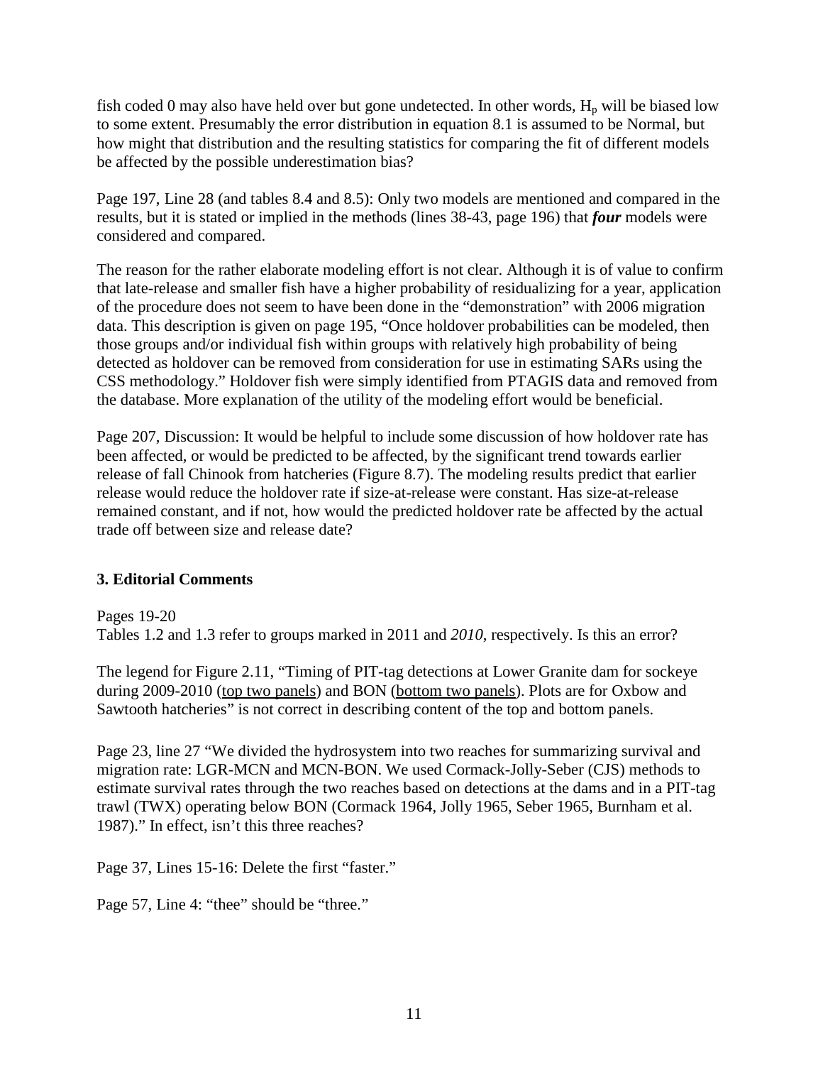fish coded 0 may also have held over but gone undetected. In other words, $H_p$ will be biased low to some extent. Presumably the error distribution in equation 8.1 is assumed to be Normal, but how might that distribution and the resulting statistics for comparing the fit of different models be affected by the possible underestimation bias?

Page 197, Line 28 (and tables 8.4 and 8.5): Only two models are mentioned and compared in the results, but it is stated or implied in the methods (lines 38-43, page 196) that ***four*** models were considered and compared.

The reason for the rather elaborate modeling effort is not clear. Although it is of value to confirm that late-release and smaller fish have a higher probability of residualizing for a year, application of the procedure does not seem to have been done in the "demonstration" with 2006 migration data. This description is given on page 195, "Once holdover probabilities can be modeled, then those groups and/or individual fish within groups with relatively high probability of being detected as holdover can be removed from consideration for use in estimating SARs using the CSS methodology." Holdover fish were simply identified from PTAGIS data and removed from the database. More explanation of the utility of the modeling effort would be beneficial.

Page 207, Discussion: It would be helpful to include some discussion of how holdover rate has been affected, or would be predicted to be affected, by the significant trend towards earlier release of fall Chinook from hatcheries (Figure 8.7). The modeling results predict that earlier release would reduce the holdover rate if size-at-release were constant. Has size-at-release remained constant, and if not, how would the predicted holdover rate be affected by the actual trade off between size and release date?

### 3. Editorial Comments

Pages 19-20
Tables 1.2 and 1.3 refer to groups marked in 2011 and *2010*, respectively. Is this an error?

The legend for Figure 2.11, "Timing of PIT-tag detections at Lower Granite dam for sockeye during 2009-2010 (top two panels) and BON (bottom two panels). Plots are for Oxbow and Sawtooth hatcheries" is not correct in describing content of the top and bottom panels.

Page 23, line 27 "We divided the hydrosystem into two reaches for summarizing survival and migration rate: LGR-MCN and MCN-BON. We used Cormack-Jolly-Seber (CJS) methods to estimate survival rates through the two reaches based on detections at the dams and in a PIT-tag trawl (TWX) operating below BON (Cormack 1964, Jolly 1965, Seber 1965, Burnham et al. 1987)." In effect, isn't this three reaches?

Page 37, Lines 15-16: Delete the first "faster."

Page 57, Line 4: "thee" should be "three."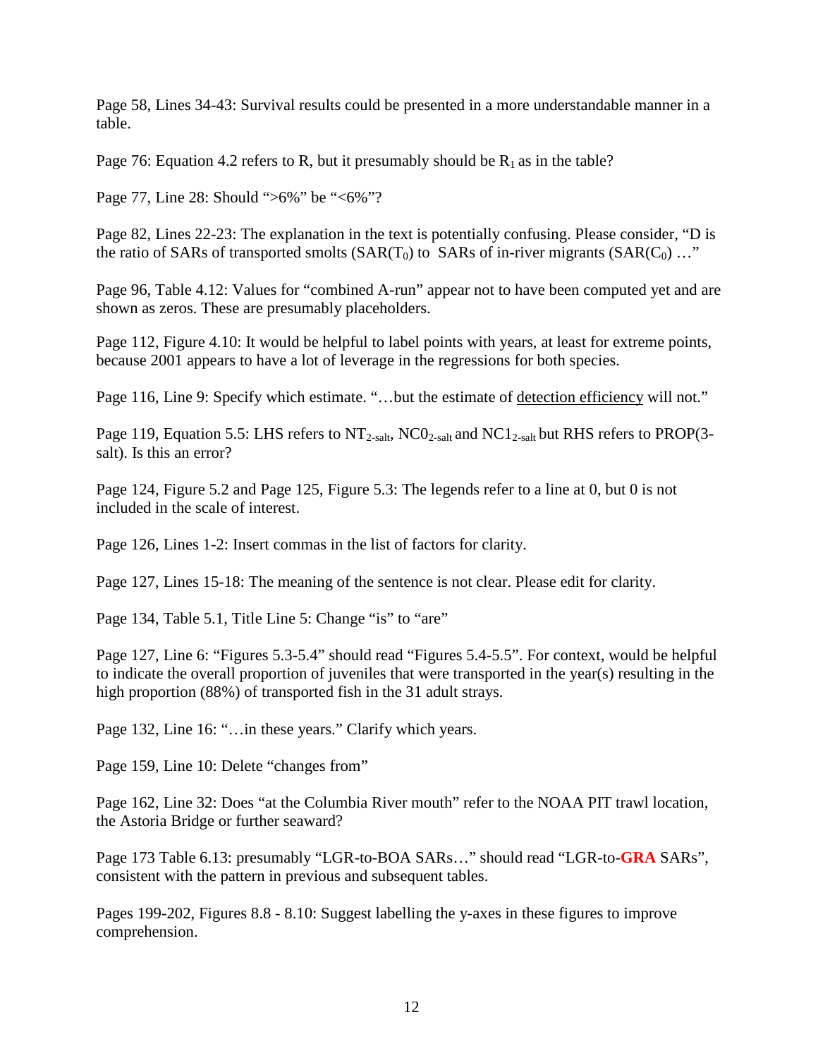Page 58, Lines 34-43: Survival results could be presented in a more understandable manner in a table.

Page 76: Equation 4.2 refers to R, but it presumably should be $R_1$ as in the table?

Page 77, Line 28: Should ">6%" be "<6%"?

Page 82, Lines 22-23: The explanation in the text is potentially confusing. Please consider, "D is the ratio of SARs of transported smolts ($SAR(T_0)$ to SARs of in-river migrants ($SAR(C_0)$ …"

Page 96, Table 4.12: Values for "combined A-run" appear not to have been computed yet and are shown as zeros. These are presumably placeholders.

Page 112, Figure 4.10: It would be helpful to label points with years, at least for extreme points, because 2001 appears to have a lot of leverage in the regressions for both species.

Page 116, Line 9: Specify which estimate. "…but the estimate of <u>detection efficiency</u> will not."

Page 119, Equation 5.5: LHS refers to $NT_{2\text{-salt}}$, $NC0_{2\text{-salt}}$ and $NC1_{2\text{-salt}}$ but RHS refers to PROP(3-salt). Is this an error?

Page 124, Figure 5.2 and Page 125, Figure 5.3: The legends refer to a line at 0, but 0 is not included in the scale of interest.

Page 126, Lines 1-2: Insert commas in the list of factors for clarity.

Page 127, Lines 15-18: The meaning of the sentence is not clear. Please edit for clarity.

Page 134, Table 5.1, Title Line 5: Change "is" to "are"

Page 127, Line 6: "Figures 5.3-5.4" should read "Figures 5.4-5.5". For context, would be helpful to indicate the overall proportion of juveniles that were transported in the year(s) resulting in the high proportion (88%) of transported fish in the 31 adult strays.

Page 132, Line 16: "…in these years." Clarify which years.

Page 159, Line 10: Delete "changes from"

Page 162, Line 32: Does "at the Columbia River mouth" refer to the NOAA PIT trawl location, the Astoria Bridge or further seaward?

Page 173 Table 6.13: presumably "LGR-to-BOA SARs…" should read "LGR-to-**GRA** SARs", consistent with the pattern in previous and subsequent tables.

Pages 199-202, Figures 8.8 - 8.10: Suggest labelling the y-axes in these figures to improve comprehension.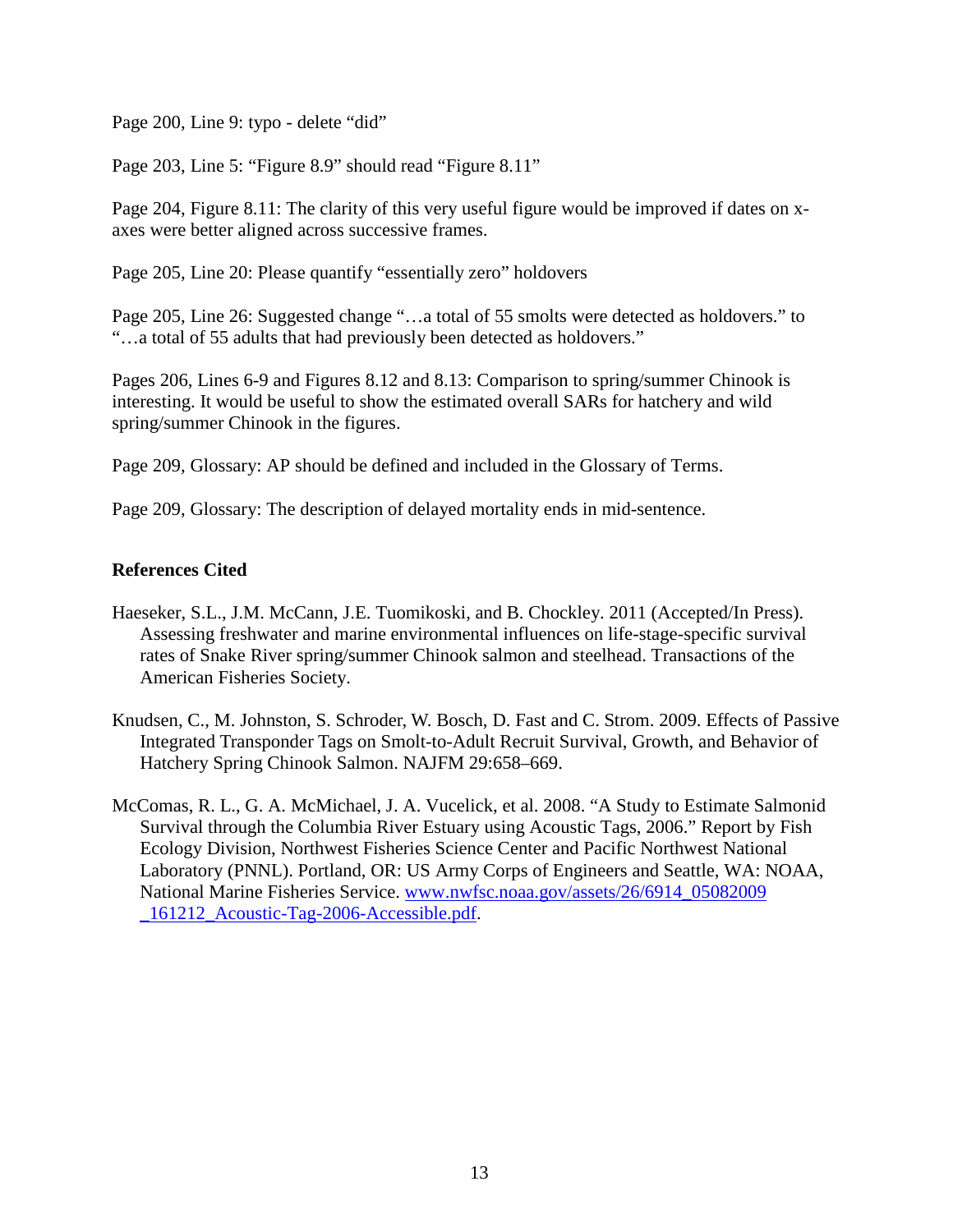Page 200, Line 9: typo - delete “did”

Page 203, Line 5: “Figure 8.9” should read “Figure 8.11”

Page 204, Figure 8.11: The clarity of this very useful figure would be improved if dates on x-axes were better aligned across successive frames.

Page 205, Line 20: Please quantify “essentially zero” holdovers

Page 205, Line 26: Suggested change “…a total of 55 smolts were detected as holdovers.” to “…a total of 55 adults that had previously been detected as holdovers.”

Pages 206, Lines 6-9 and Figures 8.12 and 8.13: Comparison to spring/summer Chinook is interesting. It would be useful to show the estimated overall SARs for hatchery and wild spring/summer Chinook in the figures.

Page 209, Glossary: AP should be defined and included in the Glossary of Terms.

Page 209, Glossary: The description of delayed mortality ends in mid-sentence.

### References Cited

Haeseker, S.L., J.M. McCann, J.E. Tuomikoski, and B. Chockley. 2011 (Accepted/In Press). Assessing freshwater and marine environmental influences on life-stage-specific survival rates of Snake River spring/summer Chinook salmon and steelhead. Transactions of the American Fisheries Society.

Knudsen, C., M. Johnston, S. Schroder, W. Bosch, D. Fast and C. Strom. 2009. Effects of Passive Integrated Transponder Tags on Smolt-to-Adult Recruit Survival, Growth, and Behavior of Hatchery Spring Chinook Salmon. NAJFM 29:658–669.

McComas, R. L., G. A. McMichael, J. A. Vucelick, et al. 2008. “A Study to Estimate Salmonid Survival through the Columbia River Estuary using Acoustic Tags, 2006.” Report by Fish Ecology Division, Northwest Fisheries Science Center and Pacific Northwest National Laboratory (PNNL). Portland, OR: US Army Corps of Engineers and Seattle, WA: NOAA, National Marine Fisheries Service. [www.nwfsc.noaa.gov/assets/26/6914_05082009_161212_Acoustic-Tag-2006-Accessible.pdf](www.nwfsc.noaa.gov/assets/26/6914_05082009_161212_Acoustic-Tag-2006-Accessible.pdf).